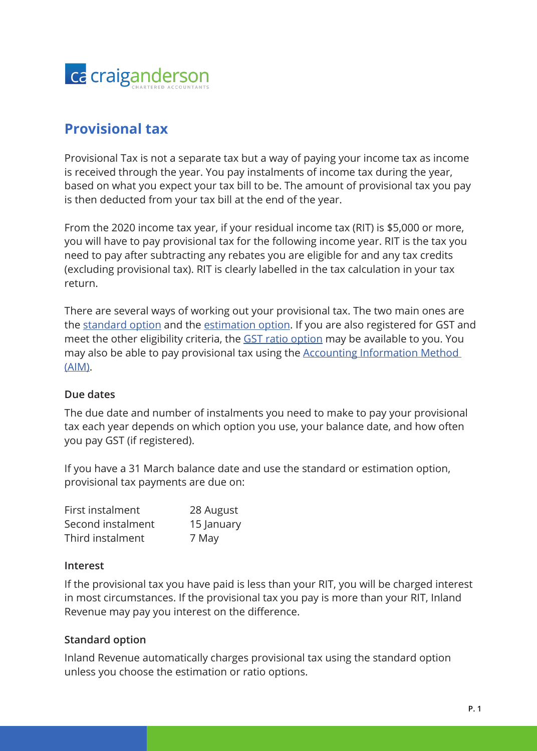craiganderson
CHARTERED ACCOUNTANTS

# Provisional tax

Provisional Tax is not a separate tax but a way of paying your income tax as income is received through the year. You pay instalments of income tax during the year, based on what you expect your tax bill to be. The amount of provisional tax you pay is then deducted from your tax bill at the end of the year.

From the 2020 income tax year, if your residual income tax (RIT) is $5,000 or more, you will have to pay provisional tax for the following income year. RIT is the tax you need to pay after subtracting any rebates you are eligible for and any tax credits (excluding provisional tax). RIT is clearly labelled in the tax calculation in your tax return.

There are several ways of working out your provisional tax. The two main ones are the standard option and the estimation option. If you are also registered for GST and meet the other eligibility criteria, the GST ratio option may be available to you. You may also be able to pay provisional tax using the Accounting Information Method (AIM).

### Due dates

The due date and number of instalments you need to make to pay your provisional tax each year depends on which option you use, your balance date, and how often you pay GST (if registered).

If you have a 31 March balance date and use the standard or estimation option, provisional tax payments are due on:

| | |
|---|---|
| First instalment | 28 August |
| Second instalment | 15 January |
| Third instalment | 7 May |

### Interest

If the provisional tax you have paid is less than your RIT, you will be charged interest in most circumstances. If the provisional tax you pay is more than your RIT, Inland Revenue may pay you interest on the difference.

### Standard option

Inland Revenue automatically charges provisional tax using the standard option unless you choose the estimation or ratio options.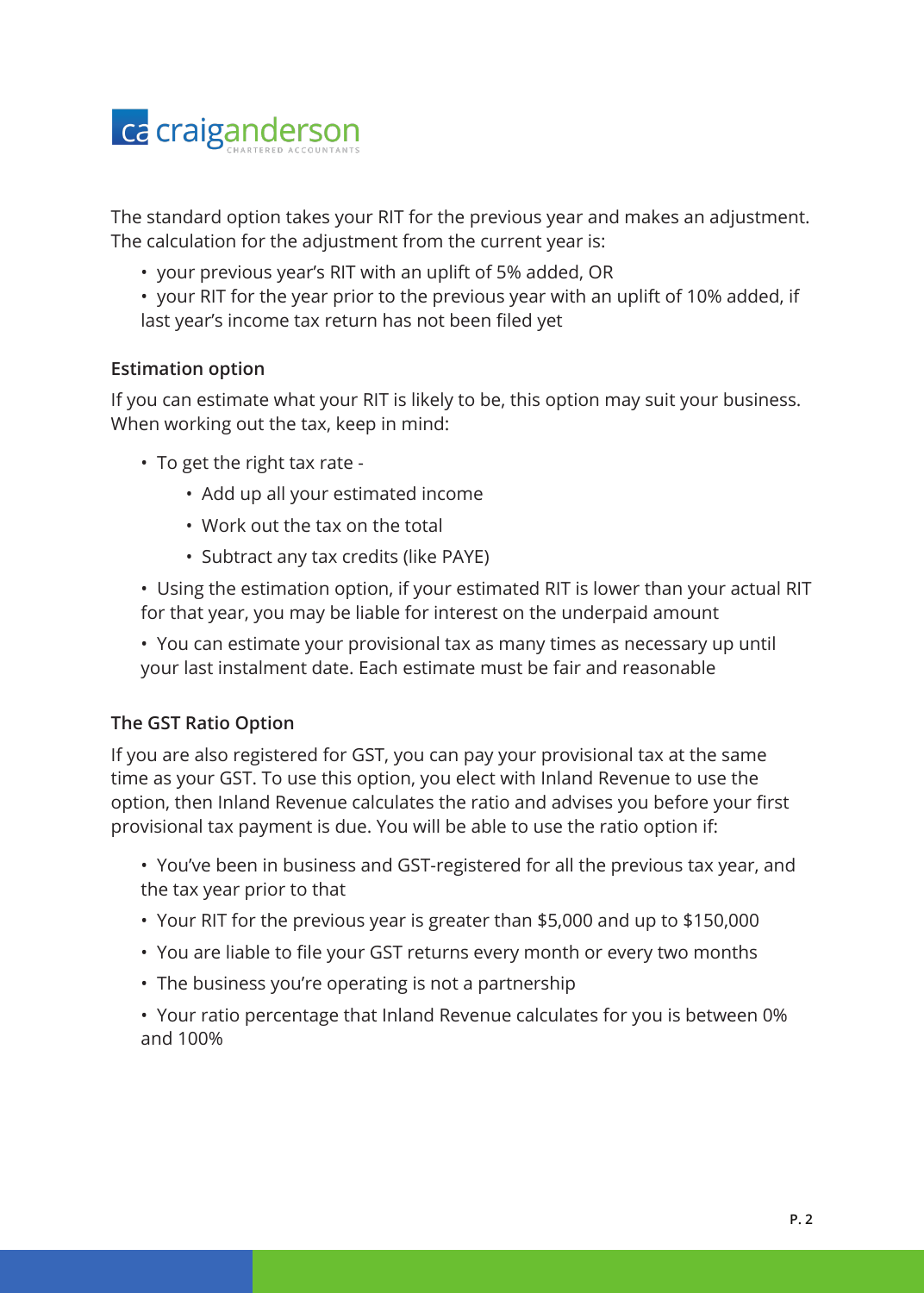The standard option takes your RIT for the previous year and makes an adjustment. The calculation for the adjustment from the current year is:

- your previous year's RIT with an uplift of 5% added, OR
- your RIT for the year prior to the previous year with an uplift of 10% added, if last year's income tax return has not been filed yet

### Estimation option

If you can estimate what your RIT is likely to be, this option may suit your business. When working out the tax, keep in mind:

- To get the right tax rate -
  - Add up all your estimated income
  - Work out the tax on the total
  - Subtract any tax credits (like PAYE)
- Using the estimation option, if your estimated RIT is lower than your actual RIT for that year, you may be liable for interest on the underpaid amount
- You can estimate your provisional tax as many times as necessary up until your last instalment date. Each estimate must be fair and reasonable

### The GST Ratio Option

If you are also registered for GST, you can pay your provisional tax at the same time as your GST. To use this option, you elect with Inland Revenue to use the option, then Inland Revenue calculates the ratio and advises you before your first provisional tax payment is due. You will be able to use the ratio option if:

- You've been in business and GST-registered for all the previous tax year, and the tax year prior to that
- Your RIT for the previous year is greater than $5,000 and up to $150,000
- You are liable to file your GST returns every month or every two months
- The business you're operating is not a partnership
- Your ratio percentage that Inland Revenue calculates for you is between 0% and 100%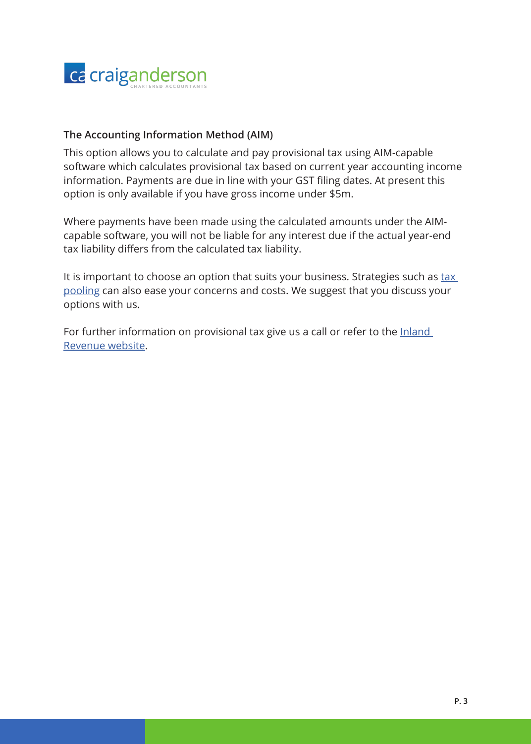### The Accounting Information Method (AIM)

This option allows you to calculate and pay provisional tax using AIM-capable software which calculates provisional tax based on current year accounting income information. Payments are due in line with your GST filing dates. At present this option is only available if you have gross income under $5m.

Where payments have been made using the calculated amounts under the AIM-capable software, you will not be liable for any interest due if the actual year-end tax liability differs from the calculated tax liability.

It is important to choose an option that suits your business. Strategies such as tax pooling can also ease your concerns and costs. We suggest that you discuss your options with us.

For further information on provisional tax give us a call or refer to the Inland Revenue website.